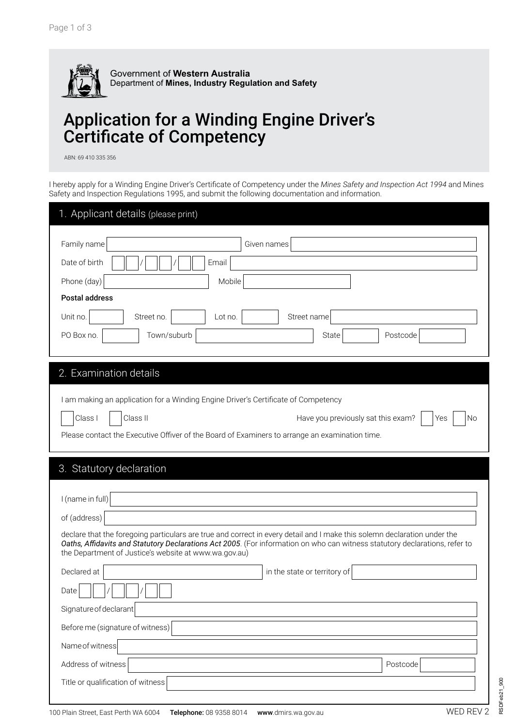Government of **Western Australia**
Department of **Mines, Industry Regulation and Safety**

# Application for a Winding Engine Driver's Certificate of Competency

ABN: 69 410 335 356

I hereby apply for a Winding Engine Driver's Certificate of Competency under the *Mines Safety and Inspection Act 1994* and Mines Safety and Inspection Regulations 1995, and submit the following documentation and information.

## 1. Applicant details (please print)

Family name ______ Given names ______

Date of birth __ __ / __ __ / __ __ Email ______

Phone (day) ______ Mobile ______

**Postal address**

Unit no. ______ Street no. ______ Lot no. ______ Street name ______

PO Box no. ______ Town/suburb ______ State ______ Postcode ______

## 2. Examination details

I am making an application for a Winding Engine Driver's Certificate of Competency

☐ Class I ☐ Class II

Have you previously sat this exam? ☐ Yes ☐ No

Please contact the Executive Offiver of the Board of Examiners to arrange an examination time.

## 3. Statutory declaration

I (name in full) ______

of (address) ______

declare that the foregoing particulars are true and correct in every detail and I make this solemn declaration under the *Oaths, Affidavits and Statutory Declarations Act 2005*. (For information on who can witness statutory declarations, refer to the Department of Justice's website at www.wa.gov.au)

Declared at ______ in the state or territory of ______

Date __ __ / __ __ / __ __

Signature of declarant ______

Before me (signature of witness) ______

Name of witness ______

Address of witness ______ Postcode ______

Title or qualification of witness ______

100 Plain Street, East Perth WA 6004 **Telephone:** 08 9358 8014 **www**.dmirs.wa.gov.au

WED REV 2

RSDFeb21_900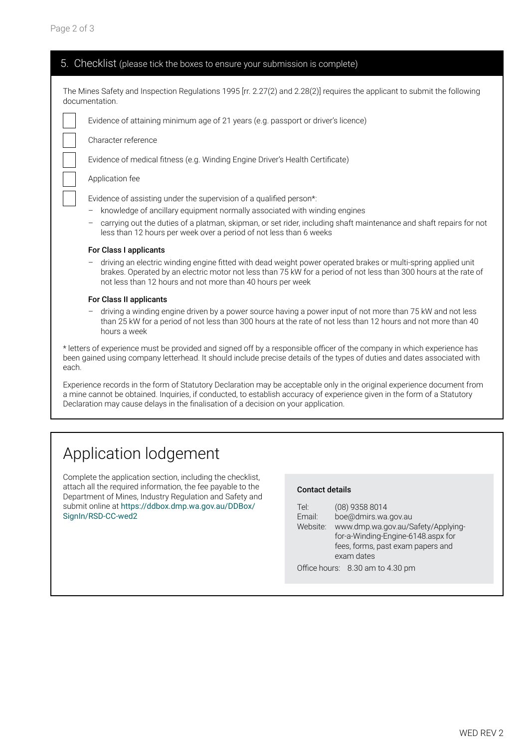## 5. Checklist (please tick the boxes to ensure your submission is complete)

The Mines Safety and Inspection Regulations 1995 [rr. 2.27(2) and 2.28(2)] requires the applicant to submit the following documentation.

- [ ] Evidence of attaining minimum age of 21 years (e.g. passport or driver's licence)
- [ ] Character reference
- [ ] Evidence of medical fitness (e.g. Winding Engine Driver's Health Certificate)
- [ ] Application fee
- [ ] Evidence of assisting under the supervision of a qualified person*:
  - knowledge of ancillary equipment normally associated with winding engines
  - carrying out the duties of a platman, skipman, or set rider, including shaft maintenance and shaft repairs for not less than 12 hours per week over a period of not less than 6 weeks

**For Class I applicants**

- driving an electric winding engine fitted with dead weight power operated brakes or multi-spring applied unit brakes. Operated by an electric motor not less than 75 kW for a period of not less than 300 hours at the rate of not less than 12 hours and not more than 40 hours per week

**For Class II applicants**

- driving a winding engine driven by a power source having a power input of not more than 75 kW and not less than 25 kW for a period of not less than 300 hours at the rate of not less than 12 hours and not more than 40 hours a week

* letters of experience must be provided and signed off by a responsible officer of the company in which experience has been gained using company letterhead. It should include precise details of the types of duties and dates associated with each.

Experience records in the form of Statutory Declaration may be acceptable only in the original experience document from a mine cannot be obtained. Inquiries, if conducted, to establish accuracy of experience given in the form of a Statutory Declaration may cause delays in the finalisation of a decision on your application.

# Application lodgement

Complete the application section, including the checklist, attach all the required information, the fee payable to the Department of Mines, Industry Regulation and Safety and submit online at https://ddbox.dmp.wa.gov.au/DDBox/SignIn/RSD-CC-wed2

**Contact details**

Tel: (08) 9358 8014
Email: boe@dmirs.wa.gov.au
Website: www.dmp.wa.gov.au/Safety/Applying-for-a-Winding-Engine-6148.aspx for fees, forms, past exam papers and exam dates

Office hours: 8.30 am to 4.30 pm

WED REV 2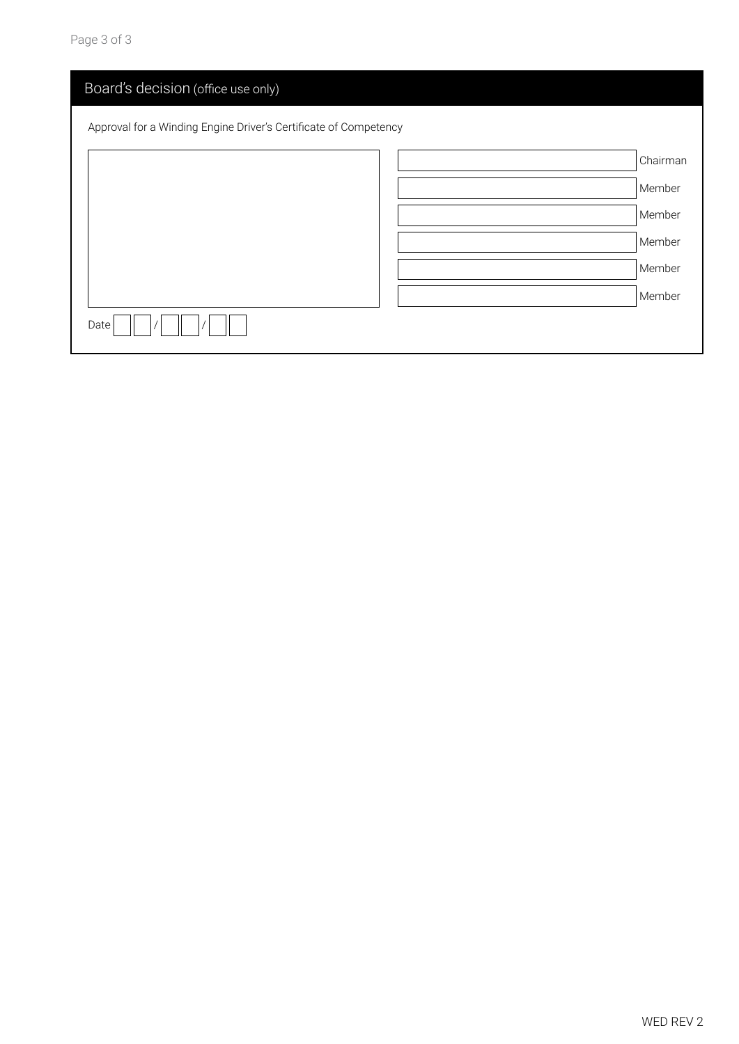## Board's decision (office use only)

Approval for a Winding Engine Driver's Certificate of Competency

| | |
|---|---|
| | Chairman |
| | Member |
| | Member |
| | Member |
| | Member |
| | Member |

Date __ __ / __ __ / __ __

WED REV 2